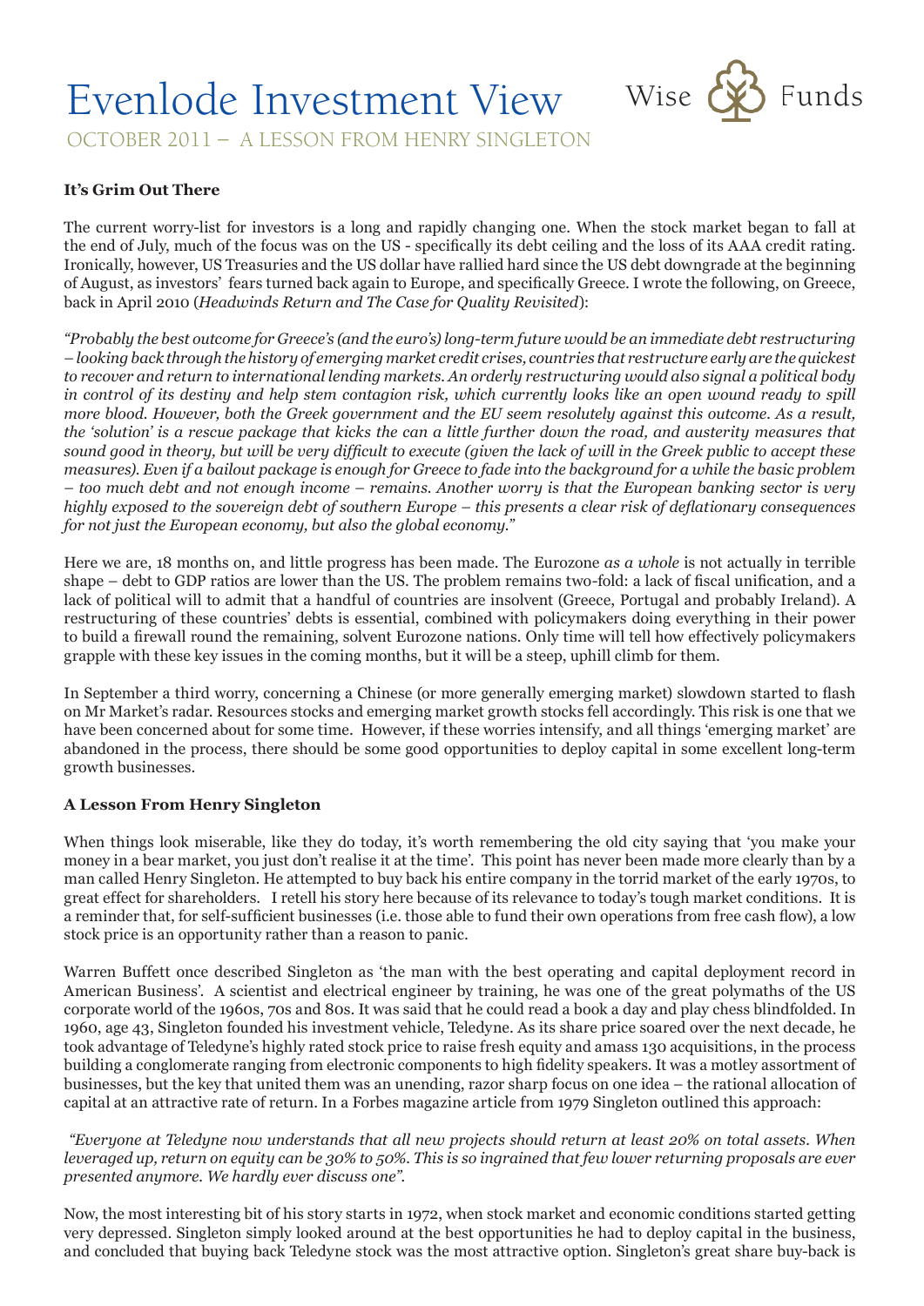# Evenlode Investment View

## OCTOBER 2011 – A LESSON FROM HENRY SINGLETON

Wise Funds

**It's Grim Out There**

The current worry-list for investors is a long and rapidly changing one. When the stock market began to fall at the end of July, much of the focus was on the US - specifically its debt ceiling and the loss of its AAA credit rating. Ironically, however, US Treasuries and the US dollar have rallied hard since the US debt downgrade at the beginning of August, as investors' fears turned back again to Europe, and specifically Greece. I wrote the following, on Greece, back in April 2010 (*Headwinds Return and The Case for Quality Revisited*):

*"Probably the best outcome for Greece's (and the euro's) long-term future would be an immediate debt restructuring – looking back through the history of emerging market credit crises, countries that restructure early are the quickest to recover and return to international lending markets. An orderly restructuring would also signal a political body in control of its destiny and help stem contagion risk, which currently looks like an open wound ready to spill more blood. However, both the Greek government and the EU seem resolutely against this outcome. As a result, the 'solution' is a rescue package that kicks the can a little further down the road, and austerity measures that sound good in theory, but will be very difficult to execute (given the lack of will in the Greek public to accept these measures). Even if a bailout package is enough for Greece to fade into the background for a while the basic problem – too much debt and not enough income – remains. Another worry is that the European banking sector is very highly exposed to the sovereign debt of southern Europe – this presents a clear risk of deflationary consequences for not just the European economy, but also the global economy."*

Here we are, 18 months on, and little progress has been made. The Eurozone *as a whole* is not actually in terrible shape – debt to GDP ratios are lower than the US. The problem remains two-fold: a lack of fiscal unification, and a lack of political will to admit that a handful of countries are insolvent (Greece, Portugal and probably Ireland). A restructuring of these countries' debts is essential, combined with policymakers doing everything in their power to build a firewall round the remaining, solvent Eurozone nations. Only time will tell how effectively policymakers grapple with these key issues in the coming months, but it will be a steep, uphill climb for them.

In September a third worry, concerning a Chinese (or more generally emerging market) slowdown started to flash on Mr Market's radar. Resources stocks and emerging market growth stocks fell accordingly. This risk is one that we have been concerned about for some time. However, if these worries intensify, and all things 'emerging market' are abandoned in the process, there should be some good opportunities to deploy capital in some excellent long-term growth businesses.

**A Lesson From Henry Singleton**

When things look miserable, like they do today, it's worth remembering the old city saying that 'you make your money in a bear market, you just don't realise it at the time'. This point has never been made more clearly than by a man called Henry Singleton. He attempted to buy back his entire company in the torrid market of the early 1970s, to great effect for shareholders. I retell his story here because of its relevance to today's tough market conditions. It is a reminder that, for self-sufficient businesses (i.e. those able to fund their own operations from free cash flow), a low stock price is an opportunity rather than a reason to panic.

Warren Buffett once described Singleton as 'the man with the best operating and capital deployment record in American Business'. A scientist and electrical engineer by training, he was one of the great polymaths of the US corporate world of the 1960s, 70s and 80s. It was said that he could read a book a day and play chess blindfolded. In 1960, age 43, Singleton founded his investment vehicle, Teledyne. As its share price soared over the next decade, he took advantage of Teledyne's highly rated stock price to raise fresh equity and amass 130 acquisitions, in the process building a conglomerate ranging from electronic components to high fidelity speakers. It was a motley assortment of businesses, but the key that united them was an unending, razor sharp focus on one idea – the rational allocation of capital at an attractive rate of return. In a Forbes magazine article from 1979 Singleton outlined this approach:

*"Everyone at Teledyne now understands that all new projects should return at least 20% on total assets. When leveraged up, return on equity can be 30% to 50%. This is so ingrained that few lower returning proposals are ever presented anymore. We hardly ever discuss one".*

Now, the most interesting bit of his story starts in 1972, when stock market and economic conditions started getting very depressed. Singleton simply looked around at the best opportunities he had to deploy capital in the business, and concluded that buying back Teledyne stock was the most attractive option. Singleton's great share buy-back is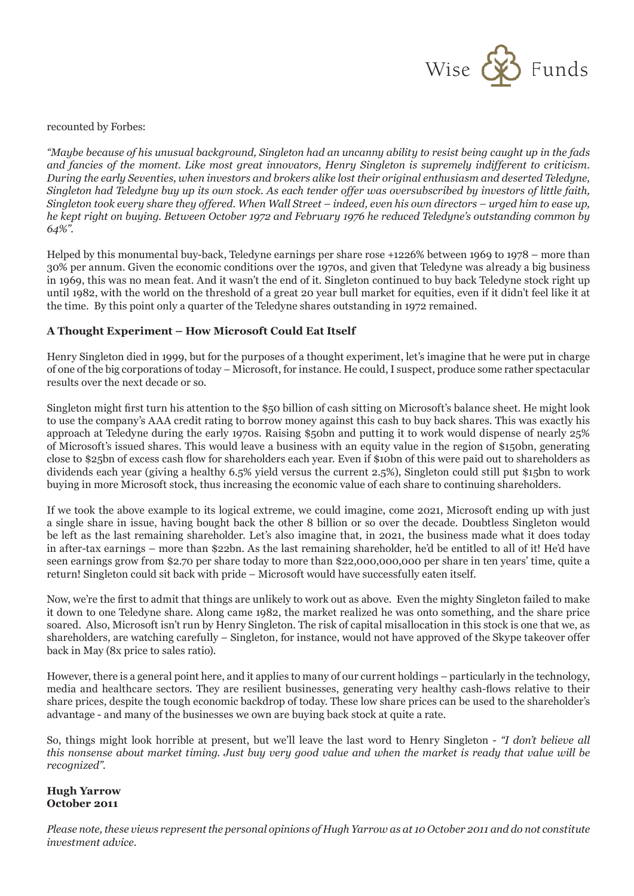recounted by Forbes:

*"Maybe because of his unusual background, Singleton had an uncanny ability to resist being caught up in the fads and fancies of the moment. Like most great innovators, Henry Singleton is supremely indifferent to criticism. During the early Seventies, when investors and brokers alike lost their original enthusiasm and deserted Teledyne, Singleton had Teledyne buy up its own stock. As each tender offer was oversubscribed by investors of little faith, Singleton took every share they offered. When Wall Street – indeed, even his own directors – urged him to ease up, he kept right on buying. Between October 1972 and February 1976 he reduced Teledyne's outstanding common by 64%".*

Helped by this monumental buy-back, Teledyne earnings per share rose +1226% between 1969 to 1978 – more than 30% per annum. Given the economic conditions over the 1970s, and given that Teledyne was already a big business in 1969, this was no mean feat. And it wasn't the end of it. Singleton continued to buy back Teledyne stock right up until 1982, with the world on the threshold of a great 20 year bull market for equities, even if it didn't feel like it at the time. By this point only a quarter of the Teledyne shares outstanding in 1972 remained.

**A Thought Experiment – How Microsoft Could Eat Itself**

Henry Singleton died in 1999, but for the purposes of a thought experiment, let's imagine that he were put in charge of one of the big corporations of today – Microsoft, for instance. He could, I suspect, produce some rather spectacular results over the next decade or so.

Singleton might first turn his attention to the $50 billion of cash sitting on Microsoft's balance sheet. He might look to use the company's AAA credit rating to borrow money against this cash to buy back shares. This was exactly his approach at Teledyne during the early 1970s. Raising $50bn and putting it to work would dispense of nearly 25% of Microsoft's issued shares. This would leave a business with an equity value in the region of $150bn, generating close to $25bn of excess cash flow for shareholders each year. Even if $10bn of this were paid out to shareholders as dividends each year (giving a healthy 6.5% yield versus the current 2.5%), Singleton could still put $15bn to work buying in more Microsoft stock, thus increasing the economic value of each share to continuing shareholders.

If we took the above example to its logical extreme, we could imagine, come 2021, Microsoft ending up with just a single share in issue, having bought back the other 8 billion or so over the decade. Doubtless Singleton would be left as the last remaining shareholder. Let's also imagine that, in 2021, the business made what it does today in after-tax earnings – more than $22bn. As the last remaining shareholder, he'd be entitled to all of it! He'd have seen earnings grow from $2.70 per share today to more than $22,000,000,000 per share in ten years' time, quite a return! Singleton could sit back with pride – Microsoft would have successfully eaten itself.

Now, we're the first to admit that things are unlikely to work out as above. Even the mighty Singleton failed to make it down to one Teledyne share. Along came 1982, the market realized he was onto something, and the share price soared. Also, Microsoft isn't run by Henry Singleton. The risk of capital misallocation in this stock is one that we, as shareholders, are watching carefully – Singleton, for instance, would not have approved of the Skype takeover offer back in May (8x price to sales ratio).

However, there is a general point here, and it applies to many of our current holdings – particularly in the technology, media and healthcare sectors. They are resilient businesses, generating very healthy cash-flows relative to their share prices, despite the tough economic backdrop of today. These low share prices can be used to the shareholder's advantage - and many of the businesses we own are buying back stock at quite a rate.

So, things might look horrible at present, but we'll leave the last word to Henry Singleton - *"I don't believe all this nonsense about market timing. Just buy very good value and when the market is ready that value will be recognized".*

**Hugh Yarrow**
**October 2011**

*Please note, these views represent the personal opinions of Hugh Yarrow as at 10 October 2011 and do not constitute investment advice.*